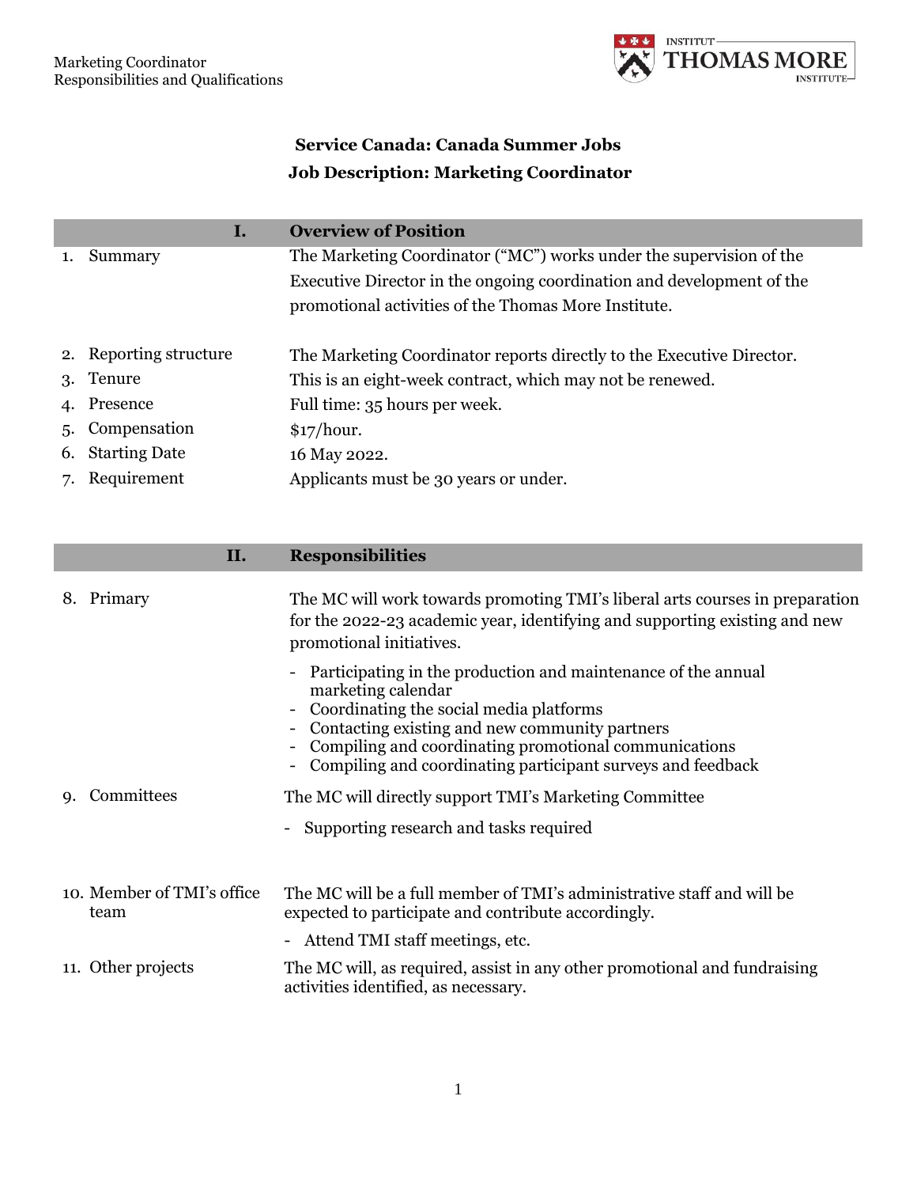## Service Canada: Canada Summer Jobs

## Job Description: Marketing Coordinator

| I. | Overview of Position |
|---|---|
| 1. Summary | The Marketing Coordinator ("MC") works under the supervision of the Executive Director in the ongoing coordination and development of the promotional activities of the Thomas More Institute. |
| 2. Reporting structure | The Marketing Coordinator reports directly to the Executive Director. |
| 3. Tenure | This is an eight-week contract, which may not be renewed. |
| 4. Presence | Full time: 35 hours per week. |
| 5. Compensation | $17/hour. |
| 6. Starting Date | 16 May 2022. |
| 7. Requirement | Applicants must be 30 years or under. |

| II. | Responsibilities |
|---|---|
| 8. Primary | The MC will work towards promoting TMI's liberal arts courses in preparation for the 2022-23 academic year, identifying and supporting existing and new promotional initiatives.<br>- Participating in the production and maintenance of the annual marketing calendar<br>- Coordinating the social media platforms<br>- Contacting existing and new community partners<br>- Compiling and coordinating promotional communications<br>- Compiling and coordinating participant surveys and feedback |
| 9. Committees | The MC will directly support TMI's Marketing Committee<br>- Supporting research and tasks required |
| 10. Member of TMI's office team | The MC will be a full member of TMI's administrative staff and will be expected to participate and contribute accordingly.<br>- Attend TMI staff meetings, etc. |
| 11. Other projects | The MC will, as required, assist in any other promotional and fundraising activities identified, as necessary. |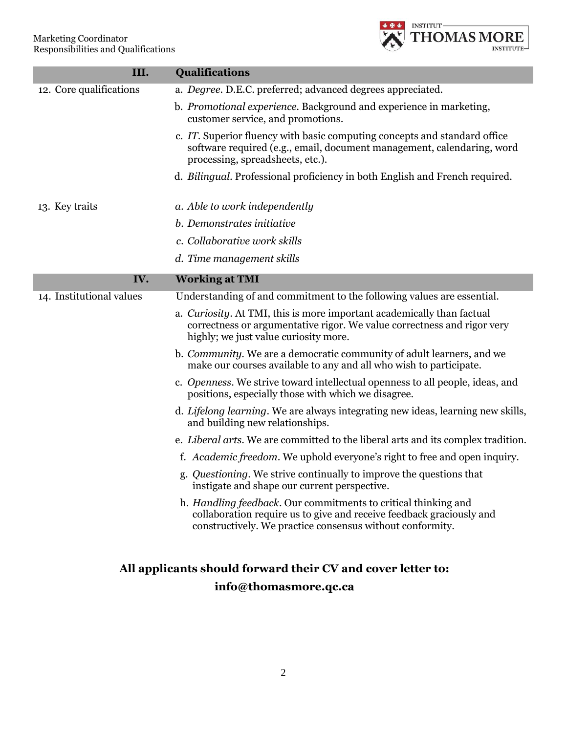| III. | Qualifications |
| --- | --- |
| 12. Core qualifications | a. *Degree*. D.E.C. preferred; advanced degrees appreciated.<br>b. *Promotional experience*. Background and experience in marketing, customer service, and promotions.<br>c. *IT*. Superior fluency with basic computing concepts and standard office software required (e.g., email, document management, calendaring, word processing, spreadsheets, etc.).<br>d. *Bilingual*. Professional proficiency in both English and French required. |
| 13. Key traits | *a. Able to work independently*<br>*b. Demonstrates initiative*<br>*c. Collaborative work skills*<br>*d. Time management skills* |
| **IV.** | **Working at TMI** |
| 14. Institutional values | Understanding of and commitment to the following values are essential.<br>a. *Curiosity*. At TMI, this is more important academically than factual correctness or argumentative rigor. We value correctness and rigor very highly; we just value curiosity more.<br>b. *Community*. We are a democratic community of adult learners, and we make our courses available to any and all who wish to participate.<br>c. *Openness*. We strive toward intellectual openness to all people, ideas, and positions, especially those with which we disagree.<br>d. *Lifelong learning*. We are always integrating new ideas, learning new skills, and building new relationships.<br>e. *Liberal arts*. We are committed to the liberal arts and its complex tradition.<br>f. *Academic freedom*. We uphold everyone's right to free and open inquiry.<br>g. *Questioning*. We strive continually to improve the questions that instigate and shape our current perspective.<br>h. *Handling feedback*. Our commitments to critical thinking and collaboration require us to give and receive feedback graciously and constructively. We practice consensus without conformity. |

**All applicants should forward their CV and cover letter to:**

**info@thomasmore.qc.ca**